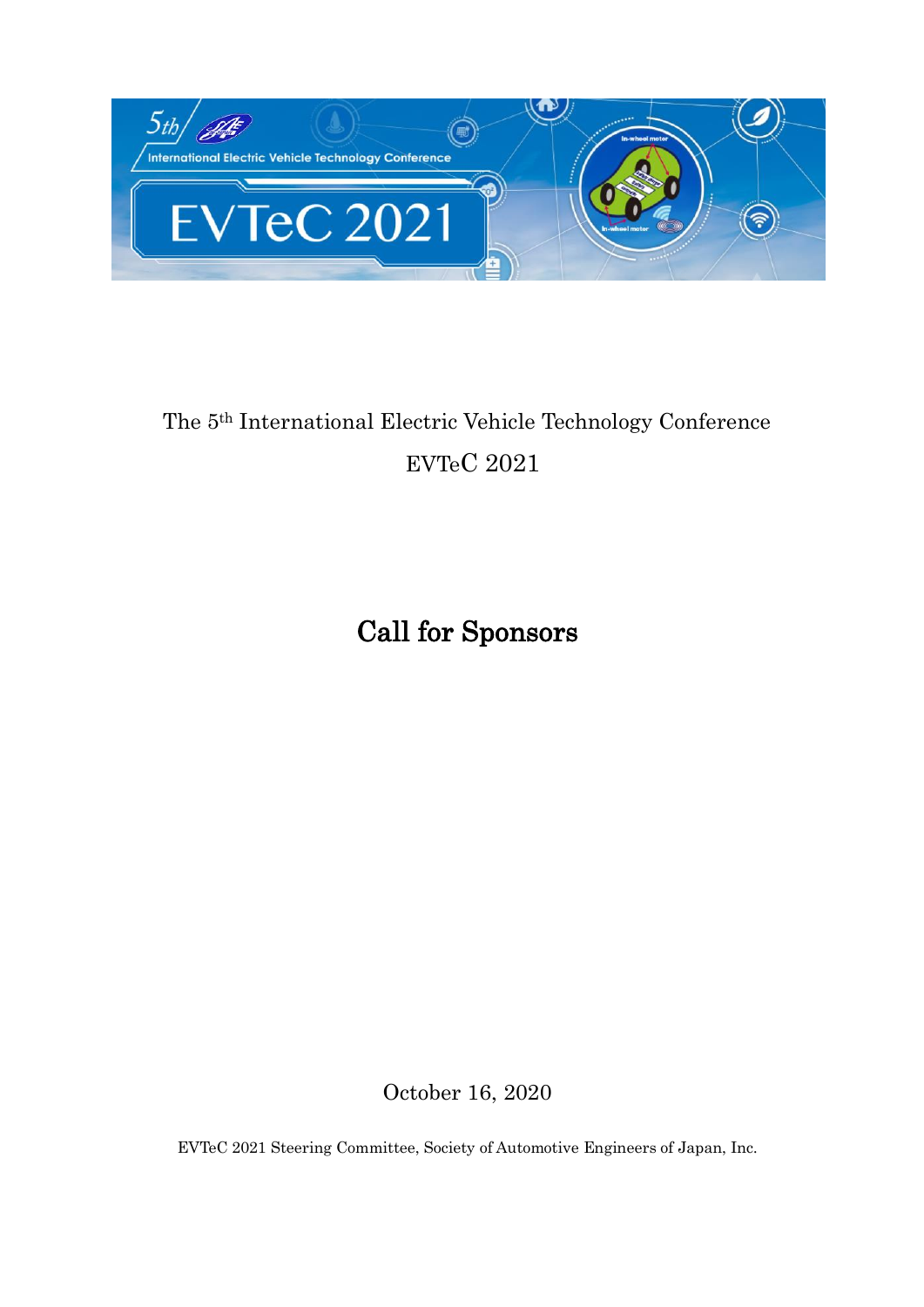The 5th International Electric Vehicle Technology Conference

EVTeC 2021

# Call for Sponsors

October 16, 2020

EVTeC 2021 Steering Committee, Society of Automotive Engineers of Japan, Inc.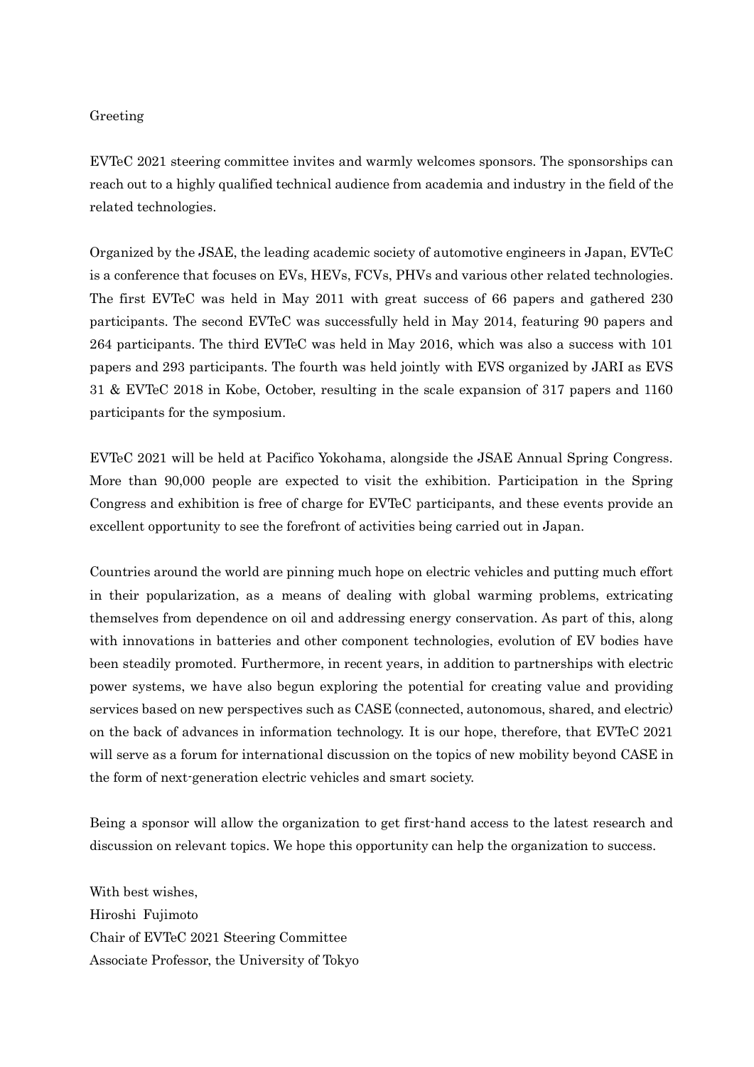# Greeting

EVTeC 2021 steering committee invites and warmly welcomes sponsors. The sponsorships can reach out to a highly qualified technical audience from academia and industry in the field of the related technologies.

Organized by the JSAE, the leading academic society of automotive engineers in Japan, EVTeC is a conference that focuses on EVs, HEVs, FCVs, PHVs and various other related technologies. The first EVTeC was held in May 2011 with great success of 66 papers and gathered 230 participants. The second EVTeC was successfully held in May 2014, featuring 90 papers and 264 participants. The third EVTeC was held in May 2016, which was also a success with 101 papers and 293 participants. The fourth was held jointly with EVS organized by JARI as EVS 31 & EVTeC 2018 in Kobe, October, resulting in the scale expansion of 317 papers and 1160 participants for the symposium.

EVTeC 2021 will be held at Pacifico Yokohama, alongside the JSAE Annual Spring Congress. More than 90,000 people are expected to visit the exhibition. Participation in the Spring Congress and exhibition is free of charge for EVTeC participants, and these events provide an excellent opportunity to see the forefront of activities being carried out in Japan.

Countries around the world are pinning much hope on electric vehicles and putting much effort in their popularization, as a means of dealing with global warming problems, extricating themselves from dependence on oil and addressing energy conservation. As part of this, along with innovations in batteries and other component technologies, evolution of EV bodies have been steadily promoted. Furthermore, in recent years, in addition to partnerships with electric power systems, we have also begun exploring the potential for creating value and providing services based on new perspectives such as CASE (connected, autonomous, shared, and electric) on the back of advances in information technology. It is our hope, therefore, that EVTeC 2021 will serve as a forum for international discussion on the topics of new mobility beyond CASE in the form of next-generation electric vehicles and smart society.

Being a sponsor will allow the organization to get first-hand access to the latest research and discussion on relevant topics. We hope this opportunity can help the organization to success.

With best wishes,  
Hiroshi Fujimoto  
Chair of EVTeC 2021 Steering Committee  
Associate Professor, the University of Tokyo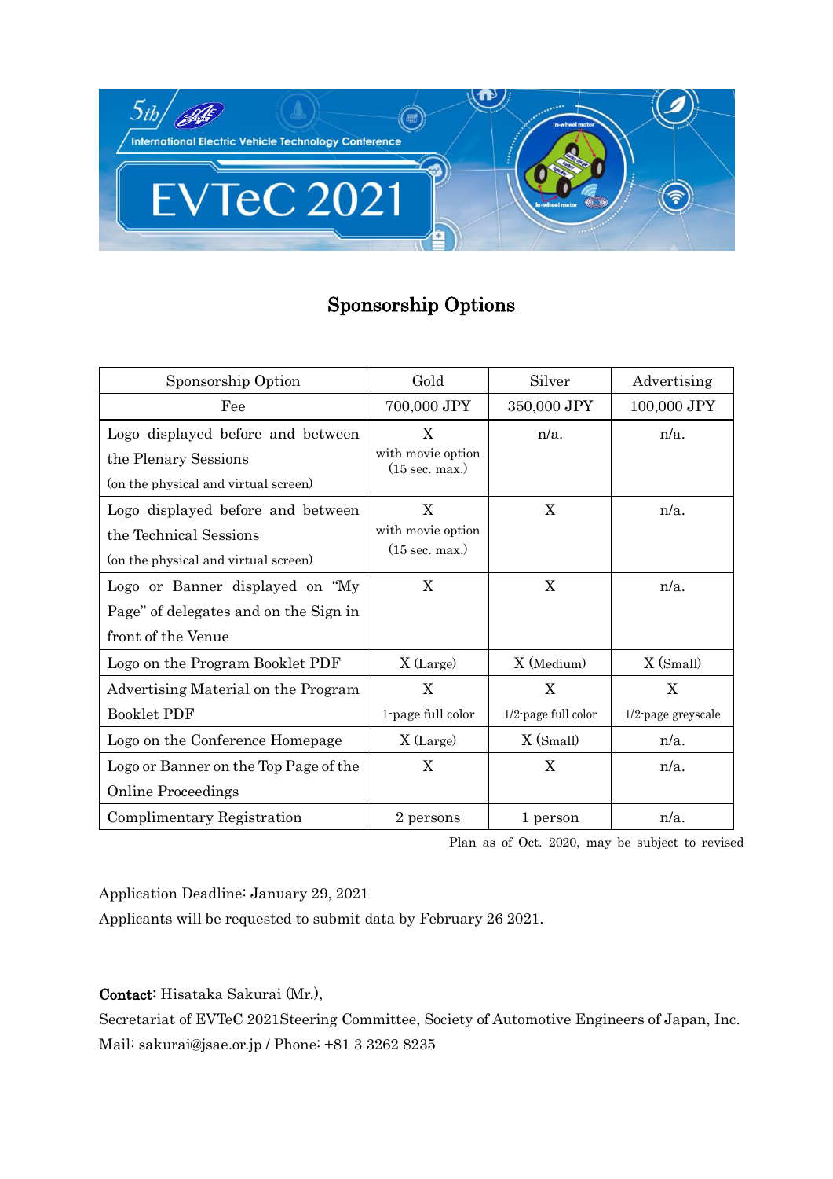## Sponsorship Options

| Sponsorship Option | Gold | Silver | Advertising |
|---|---|---|---|
| Fee | 700,000 JPY | 350,000 JPY | 100,000 JPY |
| Logo displayed before and between the Plenary Sessions (on the physical and virtual screen) | X with movie option (15 sec. max.) | n/a. | n/a. |
| Logo displayed before and between the Technical Sessions (on the physical and virtual screen) | X with movie option (15 sec. max.) | X | n/a. |
| Logo or Banner displayed on "My Page" of delegates and on the Sign in front of the Venue | X | X | n/a. |
| Logo on the Program Booklet PDF | X (Large) | X (Medium) | X (Small) |
| Advertising Material on the Program Booklet PDF | X 1-page full color | X 1/2-page full color | X 1/2-page greyscale |
| Logo on the Conference Homepage | X (Large) | X (Small) | n/a. |
| Logo or Banner on the Top Page of the Online Proceedings | X | X | n/a. |
| Complimentary Registration | 2 persons | 1 person | n/a. |

Plan as of Oct. 2020, may be subject to revised

Application Deadline: January 29, 2021

Applicants will be requested to submit data by February 26 2021.

**Contact:** Hisataka Sakurai (Mr.),

Secretariat of EVTeC 2021Steering Committee, Society of Automotive Engineers of Japan, Inc.

Mail: sakurai@jsae.or.jp / Phone: +81 3 3262 8235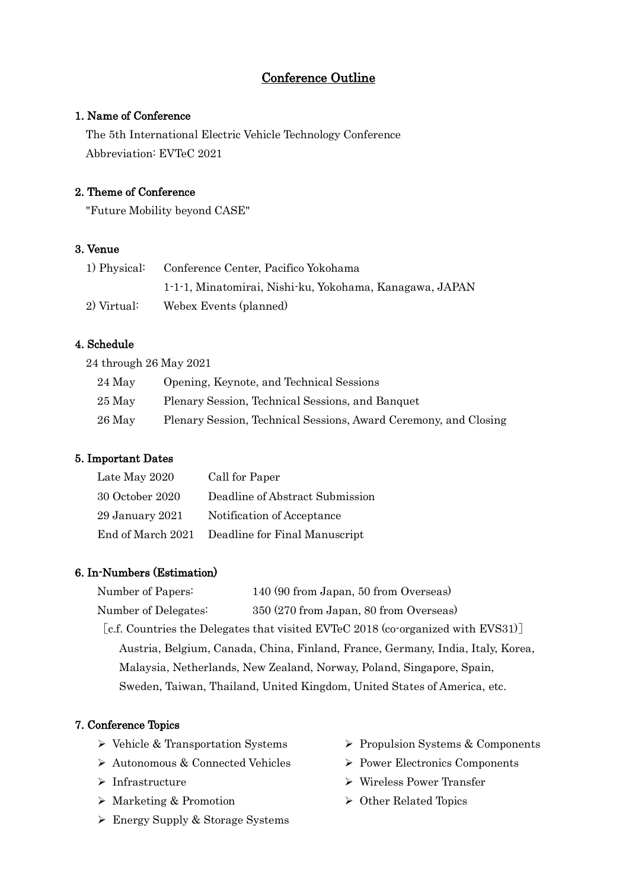# Conference Outline

## 1. Name of Conference

The 5th International Electric Vehicle Technology Conference
Abbreviation: EVTeC 2021

## 2. Theme of Conference

"Future Mobility beyond CASE"

## 3. Venue

| | |
|---|---|
| 1) Physical: | Conference Center, Pacifico Yokohama<br>1-1-1, Minatomirai, Nishi-ku, Yokohama, Kanagawa, JAPAN |
| 2) Virtual: | Webex Events (planned) |

## 4. Schedule

24 through 26 May 2021

| | |
|---|---|
| 24 May | Opening, Keynote, and Technical Sessions |
| 25 May | Plenary Session, Technical Sessions, and Banquet |
| 26 May | Plenary Session, Technical Sessions, Award Ceremony, and Closing |

## 5. Important Dates

| | |
|---|---|
| Late May 2020 | Call for Paper |
| 30 October 2020 | Deadline of Abstract Submission |
| 29 January 2021 | Notification of Acceptance |
| End of March 2021 | Deadline for Final Manuscript |

## 6. In-Numbers (Estimation)

| | |
|---|---|
| Number of Papers: | 140 (90 from Japan, 50 from Overseas) |
| Number of Delegates: | 350 (270 from Japan, 80 from Overseas) |

［c.f. Countries the Delegates that visited EVTeC 2018 (co-organized with EVS31)］
Austria, Belgium, Canada, China, Finland, France, Germany, India, Italy, Korea, Malaysia, Netherlands, New Zealand, Norway, Poland, Singapore, Spain, Sweden, Taiwan, Thailand, United Kingdom, United States of America, etc.

## 7. Conference Topics

- Vehicle & Transportation Systems
- Autonomous & Connected Vehicles
- Infrastructure
- Marketing & Promotion
- Energy Supply & Storage Systems
- Propulsion Systems & Components
- Power Electronics Components
- Wireless Power Transfer
- Other Related Topics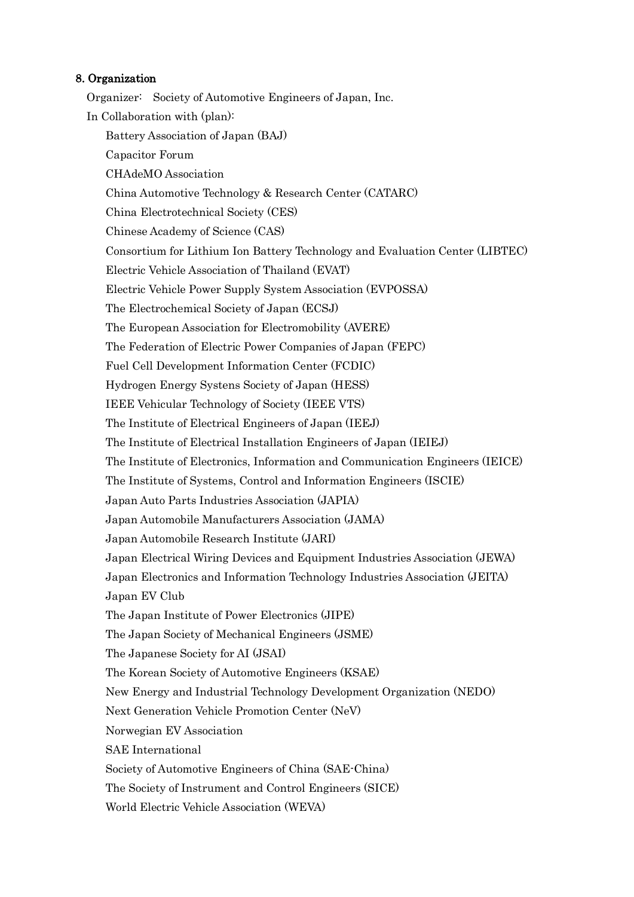## 8. Organization

Organizer: Society of Automotive Engineers of Japan, Inc.

In Collaboration with (plan):

- Battery Association of Japan (BAJ)
- Capacitor Forum
- CHAdeMO Association
- China Automotive Technology & Research Center (CATARC)
- China Electrotechnical Society (CES)
- Chinese Academy of Science (CAS)
- Consortium for Lithium Ion Battery Technology and Evaluation Center (LIBTEC)
- Electric Vehicle Association of Thailand (EVAT)
- Electric Vehicle Power Supply System Association (EVPOSSA)
- The Electrochemical Society of Japan (ECSJ)
- The European Association for Electromobility (AVERE)
- The Federation of Electric Power Companies of Japan (FEPC)
- Fuel Cell Development Information Center (FCDIC)
- Hydrogen Energy Systens Society of Japan (HESS)
- IEEE Vehicular Technology of Society (IEEE VTS)
- The Institute of Electrical Engineers of Japan (IEEJ)
- The Institute of Electrical Installation Engineers of Japan (IEIEJ)
- The Institute of Electronics, Information and Communication Engineers (IEICE)
- The Institute of Systems, Control and Information Engineers (ISCIE)
- Japan Auto Parts Industries Association (JAPIA)
- Japan Automobile Manufacturers Association (JAMA)
- Japan Automobile Research Institute (JARI)
- Japan Electrical Wiring Devices and Equipment Industries Association (JEWA)
- Japan Electronics and Information Technology Industries Association (JEITA)
- Japan EV Club
- The Japan Institute of Power Electronics (JIPE)
- The Japan Society of Mechanical Engineers (JSME)
- The Japanese Society for AI (JSAI)
- The Korean Society of Automotive Engineers (KSAE)
- New Energy and Industrial Technology Development Organization (NEDO)
- Next Generation Vehicle Promotion Center (NeV)
- Norwegian EV Association
- SAE International
- Society of Automotive Engineers of China (SAE-China)
- The Society of Instrument and Control Engineers (SICE)
- World Electric Vehicle Association (WEVA)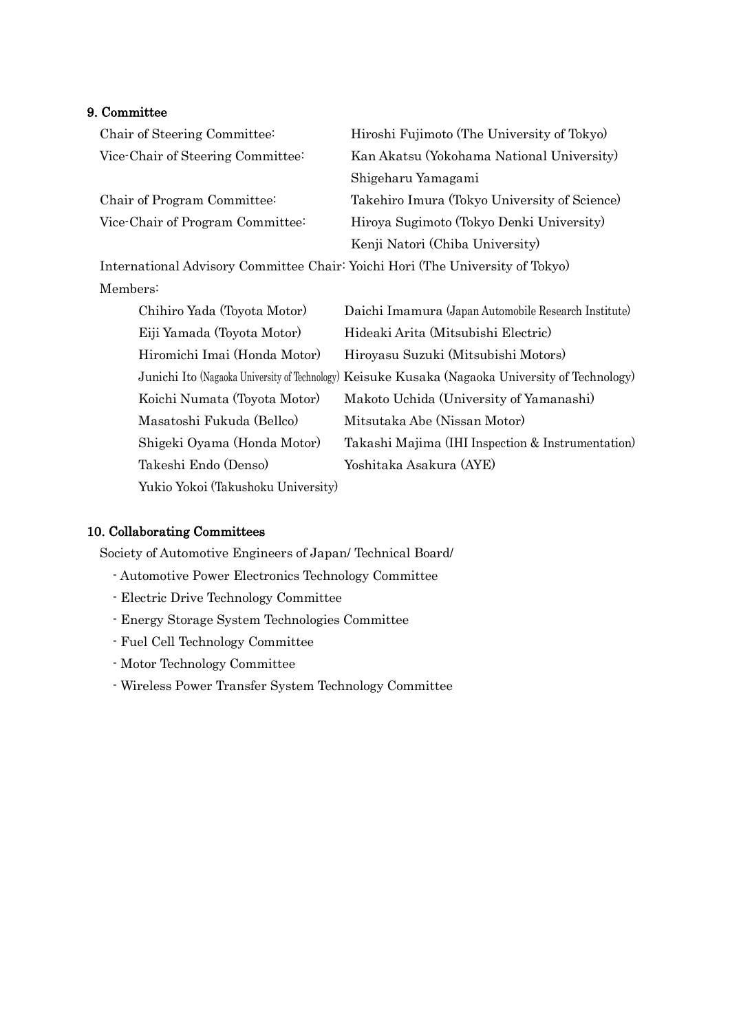## 9. Committee

| | |
|---|---|
| Chair of Steering Committee: | Hiroshi Fujimoto (The University of Tokyo) |
| Vice-Chair of Steering Committee: | Kan Akatsu (Yokohama National University) |
| | Shigeharu Yamagami |
| Chair of Program Committee: | Takehiro Imura (Tokyo University of Science) |
| Vice-Chair of Program Committee: | Hiroya Sugimoto (Tokyo Denki University) |
| | Kenji Natori (Chiba University) |

International Advisory Committee Chair: Yoichi Hori (The University of Tokyo)

Members:

| | |
|---|---|
| Chihiro Yada (Toyota Motor) | Daichi Imamura (Japan Automobile Research Institute) |
| Eiji Yamada (Toyota Motor) | Hideaki Arita (Mitsubishi Electric) |
| Hiromichi Imai (Honda Motor) | Hiroyasu Suzuki (Mitsubishi Motors) |
| Junichi Ito (Nagaoka University of Technology) | Keisuke Kusaka (Nagaoka University of Technology) |
| Koichi Numata (Toyota Motor) | Makoto Uchida (University of Yamanashi) |
| Masatoshi Fukuda (Bellco) | Mitsutaka Abe (Nissan Motor) |
| Shigeki Oyama (Honda Motor) | Takashi Majima (IHI Inspection & Instrumentation) |
| Takeshi Endo (Denso) | Yoshitaka Asakura (AYE) |
| Yukio Yokoi (Takushoku University) | |

## 10. Collaborating Committees

Society of Automotive Engineers of Japan/ Technical Board/

- Automotive Power Electronics Technology Committee
- Electric Drive Technology Committee
- Energy Storage System Technologies Committee
- Fuel Cell Technology Committee
- Motor Technology Committee
- Wireless Power Transfer System Technology Committee